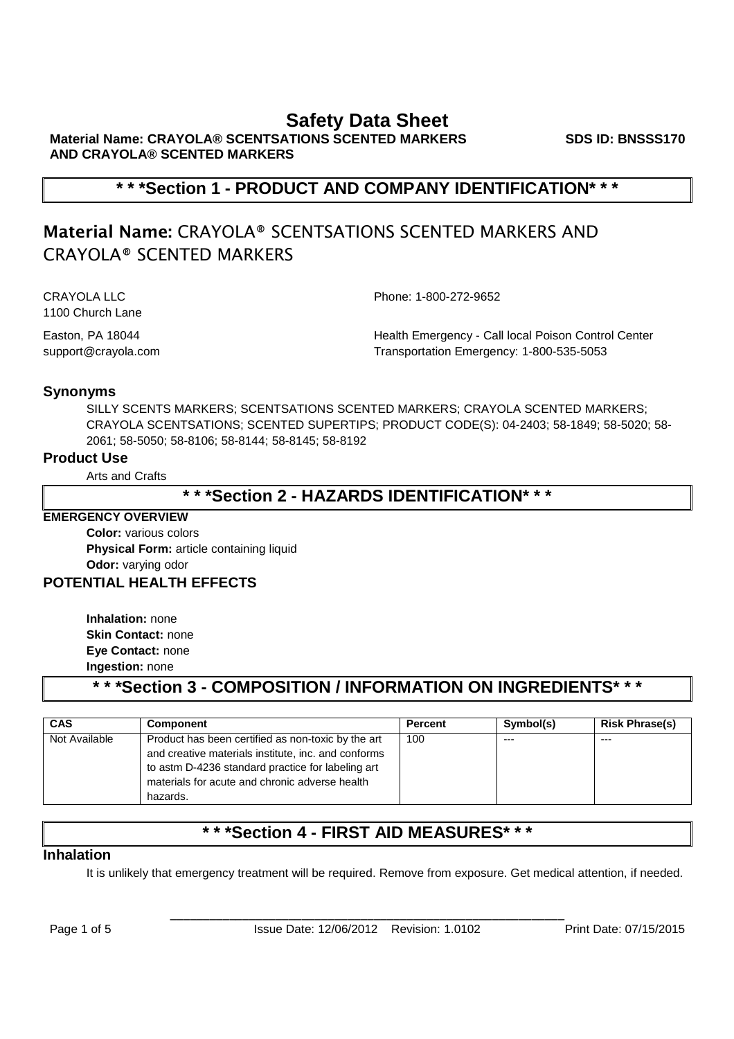# Safety Data Sheet

**Material Name: CRAYOLA® SCENTSATIONS SCENTED MARKERS AND CRAYOLA® SCENTED MARKERS** **SDS ID: BNSSS170**

## * * *Section 1 - PRODUCT AND COMPANY IDENTIFICATION* * *

# Material Name: CRAYOLA® SCENTSATIONS SCENTED MARKERS AND CRAYOLA® SCENTED MARKERS

CRAYOLA LLC
1100 Church Lane
Easton, PA 18044
support@crayola.com

Phone: 1-800-272-9652

Health Emergency - Call local Poison Control Center
Transportation Emergency: 1-800-535-5053

### Synonyms

SILLY SCENTS MARKERS; SCENTSATIONS SCENTED MARKERS; CRAYOLA SCENTED MARKERS; CRAYOLA SCENTSATIONS; SCENTED SUPERTIPS; PRODUCT CODE(S): 04-2403; 58-1849; 58-5020; 58-2061; 58-5050; 58-8106; 58-8144; 58-8145; 58-8192

### Product Use

Arts and Crafts

## * * *Section 2 - HAZARDS IDENTIFICATION* * *

**EMERGENCY OVERVIEW**

**Color:** various colors
**Physical Form:** article containing liquid
**Odor:** varying odor

### POTENTIAL HEALTH EFFECTS

**Inhalation:** none
**Skin Contact:** none
**Eye Contact:** none
**Ingestion:** none

## * * *Section 3 - COMPOSITION / INFORMATION ON INGREDIENTS* * *

| CAS | Component | Percent | Symbol(s) | Risk Phrase(s) |
|---|---|---|---|---|
| Not Available | Product has been certified as non-toxic by the art and creative materials institute, inc. and conforms to astm D-4236 standard practice for labeling art materials for acute and chronic adverse health hazards. | 100 | --- | --- |

## * * *Section 4 - FIRST AID MEASURES* * *

### Inhalation

It is unlikely that emergency treatment will be required. Remove from exposure. Get medical attention, if needed.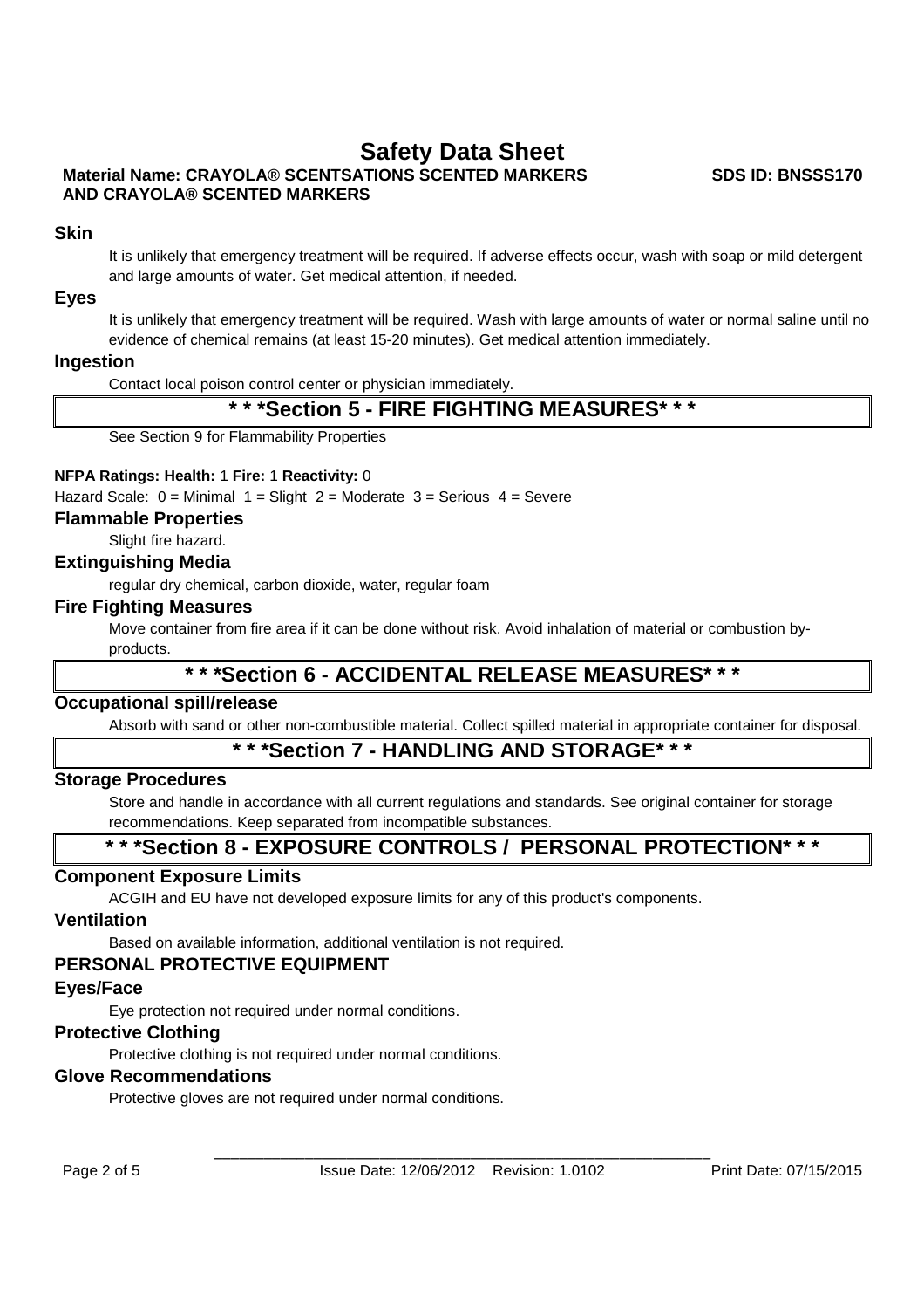### Skin

It is unlikely that emergency treatment will be required. If adverse effects occur, wash with soap or mild detergent and large amounts of water. Get medical attention, if needed.

### Eyes

It is unlikely that emergency treatment will be required. Wash with large amounts of water or normal saline until no evidence of chemical remains (at least 15-20 minutes). Get medical attention immediately.

### Ingestion

Contact local poison control center or physician immediately.

## * * *Section 5 - FIRE FIGHTING MEASURES* * *

See Section 9 for Flammability Properties

**NFPA Ratings: Health:** 1 **Fire:** 1 **Reactivity:** 0

Hazard Scale: 0 = Minimal 1 = Slight 2 = Moderate 3 = Serious 4 = Severe

### Flammable Properties

Slight fire hazard.

### Extinguishing Media

regular dry chemical, carbon dioxide, water, regular foam

### Fire Fighting Measures

Move container from fire area if it can be done without risk. Avoid inhalation of material or combustion by-products.

## * * *Section 6 - ACCIDENTAL RELEASE MEASURES* * *

### Occupational spill/release

Absorb with sand or other non-combustible material. Collect spilled material in appropriate container for disposal.

## * * *Section 7 - HANDLING AND STORAGE* * *

### Storage Procedures

Store and handle in accordance with all current regulations and standards. See original container for storage recommendations. Keep separated from incompatible substances.

## * * *Section 8 - EXPOSURE CONTROLS / PERSONAL PROTECTION* * *

### Component Exposure Limits

ACGIH and EU have not developed exposure limits for any of this product's components.

### Ventilation

Based on available information, additional ventilation is not required.

### PERSONAL PROTECTIVE EQUIPMENT

### Eyes/Face

Eye protection not required under normal conditions.

### Protective Clothing

Protective clothing is not required under normal conditions.

### Glove Recommendations

Protective gloves are not required under normal conditions.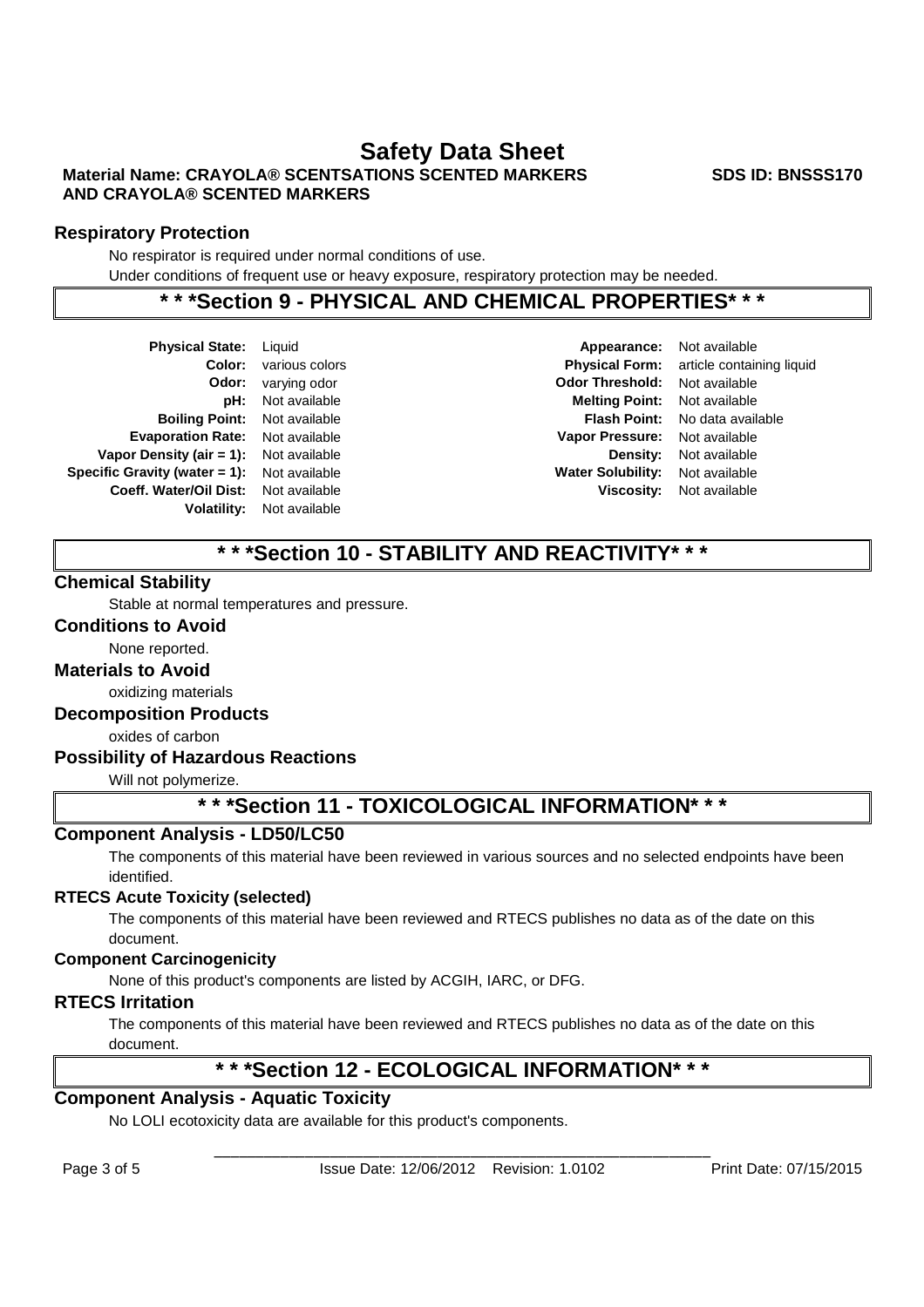### Respiratory Protection

No respirator is required under normal conditions of use.

Under conditions of frequent use or heavy exposure, respiratory protection may be needed.

## * * *Section 9 - PHYSICAL AND CHEMICAL PROPERTIES* * *

| | | | |
|---|---|---|---|
| **Physical State:** | Liquid | **Appearance:** | Not available |
| **Color:** | various colors | **Physical Form:** | article containing liquid |
| **Odor:** | varying odor | **Odor Threshold:** | Not available |
| **pH:** | Not available | **Melting Point:** | Not available |
| **Boiling Point:** | Not available | **Flash Point:** | No data available |
| **Evaporation Rate:** | Not available | **Vapor Pressure:** | Not available |
| **Vapor Density (air = 1):** | Not available | **Density:** | Not available |
| **Specific Gravity (water = 1):** | Not available | **Water Solubility:** | Not available |
| **Coeff. Water/Oil Dist:** | Not available | **Viscosity:** | Not available |
| **Volatility:** | Not available | | |

## * * *Section 10 - STABILITY AND REACTIVITY* * *

### Chemical Stability

Stable at normal temperatures and pressure.

### Conditions to Avoid

None reported.

### Materials to Avoid

oxidizing materials

### Decomposition Products

oxides of carbon

### Possibility of Hazardous Reactions

Will not polymerize.

## * * *Section 11 - TOXICOLOGICAL INFORMATION* * *

### Component Analysis - LD50/LC50

The components of this material have been reviewed in various sources and no selected endpoints have been identified.

### RTECS Acute Toxicity (selected)

The components of this material have been reviewed and RTECS publishes no data as of the date on this document.

### Component Carcinogenicity

None of this product's components are listed by ACGIH, IARC, or DFG.

### RTECS Irritation

The components of this material have been reviewed and RTECS publishes no data as of the date on this document.

## * * *Section 12 - ECOLOGICAL INFORMATION* * *

### Component Analysis - Aquatic Toxicity

No LOLI ecotoxicity data are available for this product's components.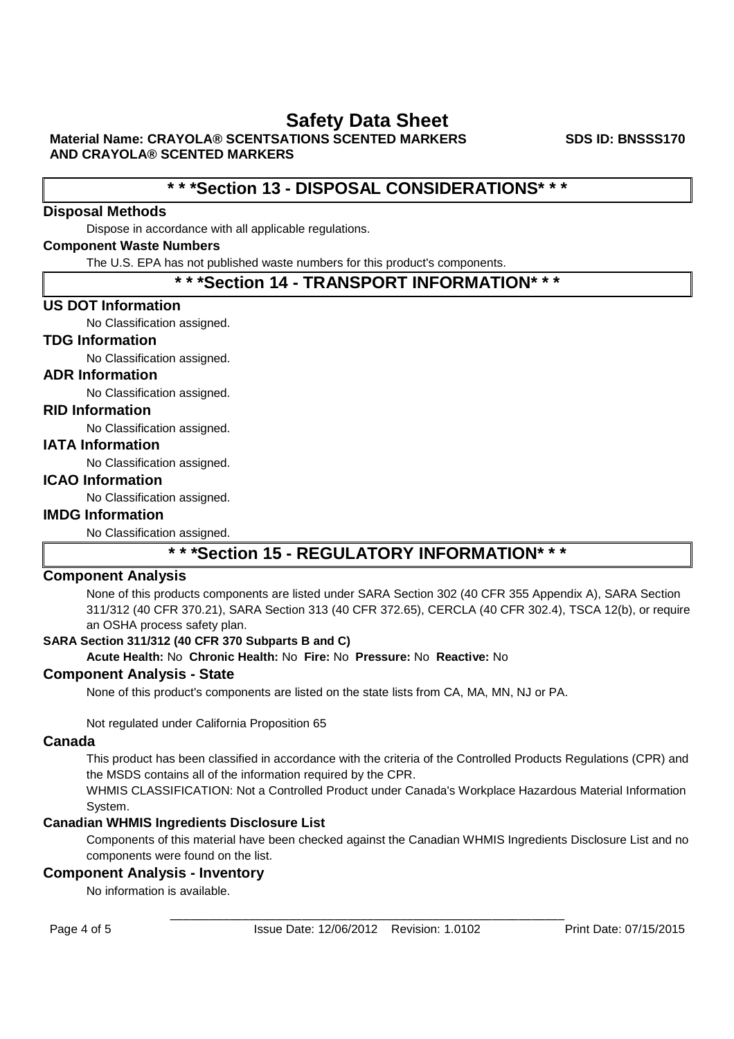## * * *Section 13 - DISPOSAL CONSIDERATIONS* * *

### Disposal Methods

Dispose in accordance with all applicable regulations.

**Component Waste Numbers**

The U.S. EPA has not published waste numbers for this product's components.

## * * *Section 14 - TRANSPORT INFORMATION* * *

### US DOT Information

No Classification assigned.

### TDG Information

No Classification assigned.

### ADR Information

No Classification assigned.

### RID Information

No Classification assigned.

### IATA Information

No Classification assigned.

### ICAO Information

No Classification assigned.

### IMDG Information

No Classification assigned.

## * * *Section 15 - REGULATORY INFORMATION* * *

### Component Analysis

None of this products components are listed under SARA Section 302 (40 CFR 355 Appendix A), SARA Section 311/312 (40 CFR 370.21), SARA Section 313 (40 CFR 372.65), CERCLA (40 CFR 302.4), TSCA 12(b), or require an OSHA process safety plan.

**SARA Section 311/312 (40 CFR 370 Subparts B and C)**

**Acute Health:** No **Chronic Health:** No **Fire:** No **Pressure:** No **Reactive:** No

### Component Analysis - State

None of this product's components are listed on the state lists from CA, MA, MN, NJ or PA.

Not regulated under California Proposition 65

### Canada

This product has been classified in accordance with the criteria of the Controlled Products Regulations (CPR) and the MSDS contains all of the information required by the CPR.

WHMIS CLASSIFICATION: Not a Controlled Product under Canada's Workplace Hazardous Material Information System.

**Canadian WHMIS Ingredients Disclosure List**

Components of this material have been checked against the Canadian WHMIS Ingredients Disclosure List and no components were found on the list.

### Component Analysis - Inventory

No information is available.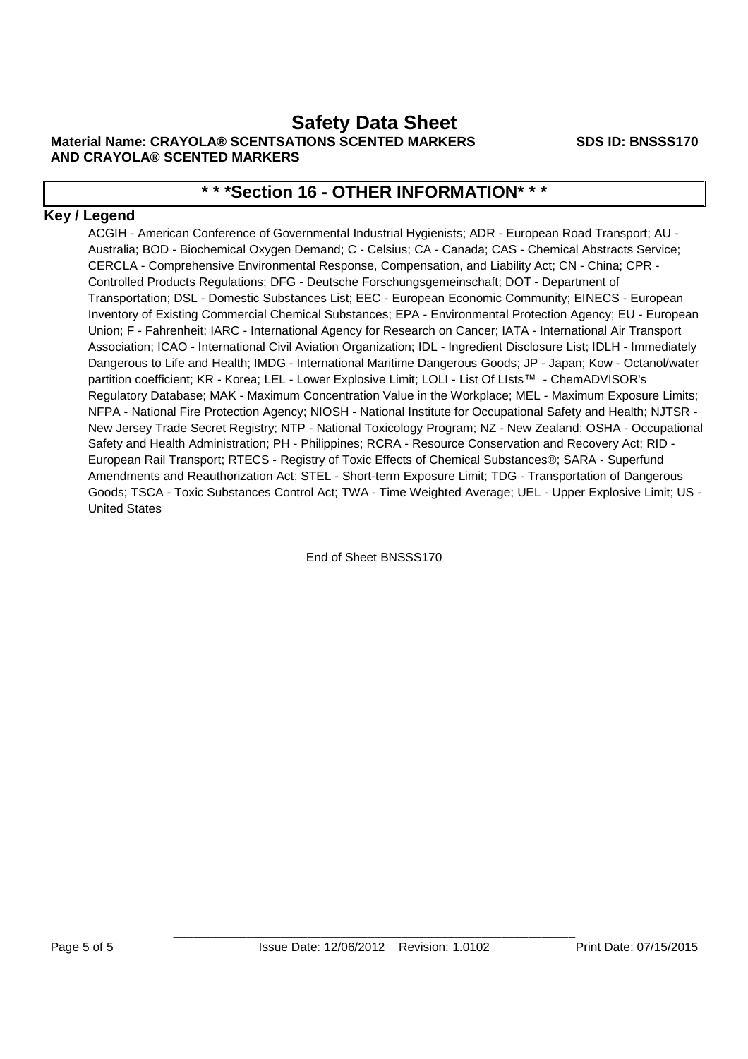## * * *Section 16 - OTHER INFORMATION* * *

### Key / Legend

ACGIH - American Conference of Governmental Industrial Hygienists; ADR - European Road Transport; AU - Australia; BOD - Biochemical Oxygen Demand; C - Celsius; CA - Canada; CAS - Chemical Abstracts Service; CERCLA - Comprehensive Environmental Response, Compensation, and Liability Act; CN - China; CPR - Controlled Products Regulations; DFG - Deutsche Forschungsgemeinschaft; DOT - Department of Transportation; DSL - Domestic Substances List; EEC - European Economic Community; EINECS - European Inventory of Existing Commercial Chemical Substances; EPA - Environmental Protection Agency; EU - European Union; F - Fahrenheit; IARC - International Agency for Research on Cancer; IATA - International Air Transport Association; ICAO - International Civil Aviation Organization; IDL - Ingredient Disclosure List; IDLH - Immediately Dangerous to Life and Health; IMDG - International Maritime Dangerous Goods; JP - Japan; Kow - Octanol/water partition coefficient; KR - Korea; LEL - Lower Explosive Limit; LOLI - List Of LIsts™ - ChemADVISOR's Regulatory Database; MAK - Maximum Concentration Value in the Workplace; MEL - Maximum Exposure Limits; NFPA - National Fire Protection Agency; NIOSH - National Institute for Occupational Safety and Health; NJTSR - New Jersey Trade Secret Registry; NTP - National Toxicology Program; NZ - New Zealand; OSHA - Occupational Safety and Health Administration; PH - Philippines; RCRA - Resource Conservation and Recovery Act; RID - European Rail Transport; RTECS - Registry of Toxic Effects of Chemical Substances®; SARA - Superfund Amendments and Reauthorization Act; STEL - Short-term Exposure Limit; TDG - Transportation of Dangerous Goods; TSCA - Toxic Substances Control Act; TWA - Time Weighted Average; UEL - Upper Explosive Limit; US - United States

End of Sheet BNSSS170